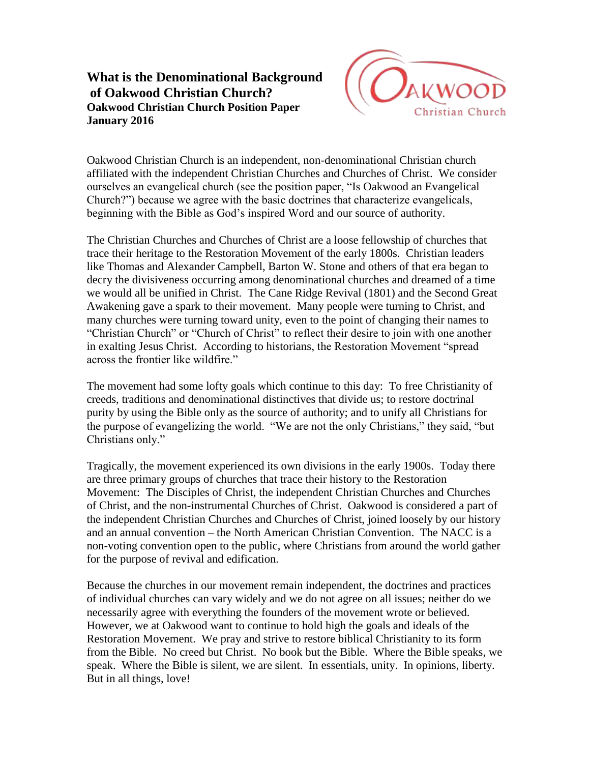# What is the Denominational Background of Oakwood Christian Church?

**Oakwood Christian Church Position Paper**
**January 2016**

Oakwood Christian Church is an independent, non-denominational Christian church affiliated with the independent Christian Churches and Churches of Christ. We consider ourselves an evangelical church (see the position paper, "Is Oakwood an Evangelical Church?") because we agree with the basic doctrines that characterize evangelicals, beginning with the Bible as God's inspired Word and our source of authority.

The Christian Churches and Churches of Christ are a loose fellowship of churches that trace their heritage to the Restoration Movement of the early 1800s. Christian leaders like Thomas and Alexander Campbell, Barton W. Stone and others of that era began to decry the divisiveness occurring among denominational churches and dreamed of a time we would all be unified in Christ. The Cane Ridge Revival (1801) and the Second Great Awakening gave a spark to their movement. Many people were turning to Christ, and many churches were turning toward unity, even to the point of changing their names to "Christian Church" or "Church of Christ" to reflect their desire to join with one another in exalting Jesus Christ. According to historians, the Restoration Movement "spread across the frontier like wildfire."

The movement had some lofty goals which continue to this day: To free Christianity of creeds, traditions and denominational distinctives that divide us; to restore doctrinal purity by using the Bible only as the source of authority; and to unify all Christians for the purpose of evangelizing the world. "We are not the only Christians," they said, "but Christians only."

Tragically, the movement experienced its own divisions in the early 1900s. Today there are three primary groups of churches that trace their history to the Restoration Movement: The Disciples of Christ, the independent Christian Churches and Churches of Christ, and the non-instrumental Churches of Christ. Oakwood is considered a part of the independent Christian Churches and Churches of Christ, joined loosely by our history and an annual convention – the North American Christian Convention. The NACC is a non-voting convention open to the public, where Christians from around the world gather for the purpose of revival and edification.

Because the churches in our movement remain independent, the doctrines and practices of individual churches can vary widely and we do not agree on all issues; neither do we necessarily agree with everything the founders of the movement wrote or believed. However, we at Oakwood want to continue to hold high the goals and ideals of the Restoration Movement. We pray and strive to restore biblical Christianity to its form from the Bible. No creed but Christ. No book but the Bible. Where the Bible speaks, we speak. Where the Bible is silent, we are silent. In essentials, unity. In opinions, liberty. But in all things, love!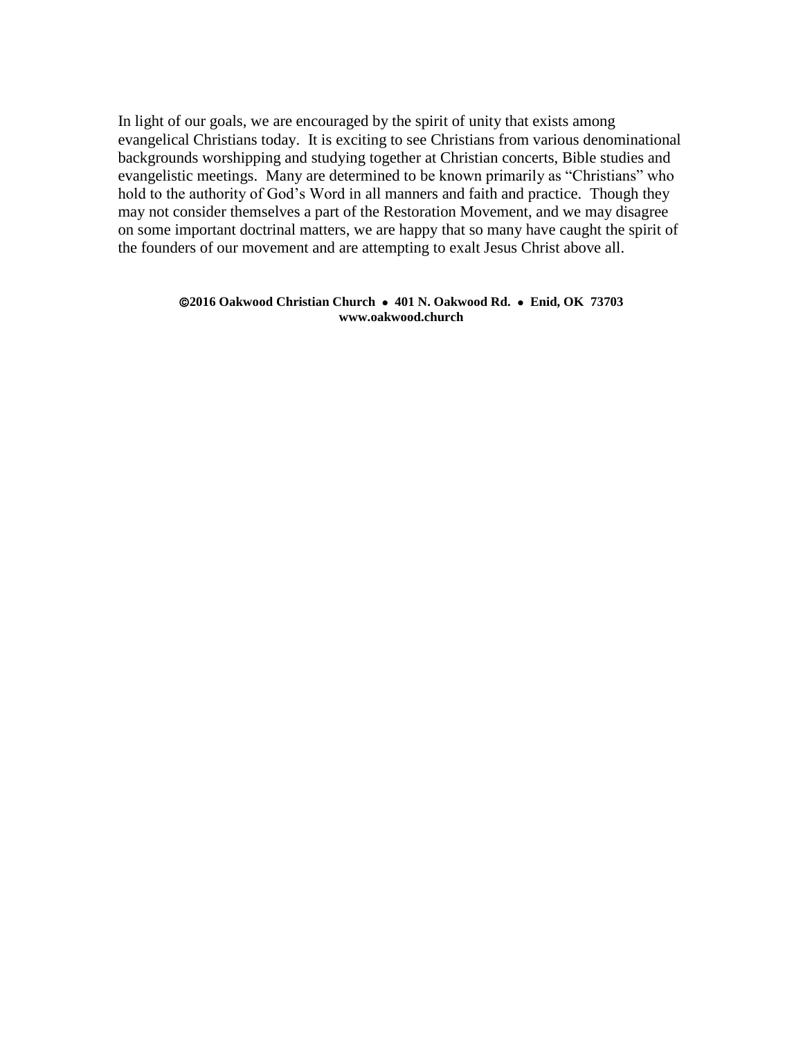In light of our goals, we are encouraged by the spirit of unity that exists among evangelical Christians today. It is exciting to see Christians from various denominational backgrounds worshipping and studying together at Christian concerts, Bible studies and evangelistic meetings. Many are determined to be known primarily as “Christians” who hold to the authority of God’s Word in all manners and faith and practice. Though they may not consider themselves a part of the Restoration Movement, and we may disagree on some important doctrinal matters, we are happy that so many have caught the spirit of the founders of our movement and are attempting to exalt Jesus Christ above all.

**©2016 Oakwood Christian Church • 401 N. Oakwood Rd. • Enid, OK 73703**
**www.oakwood.church**